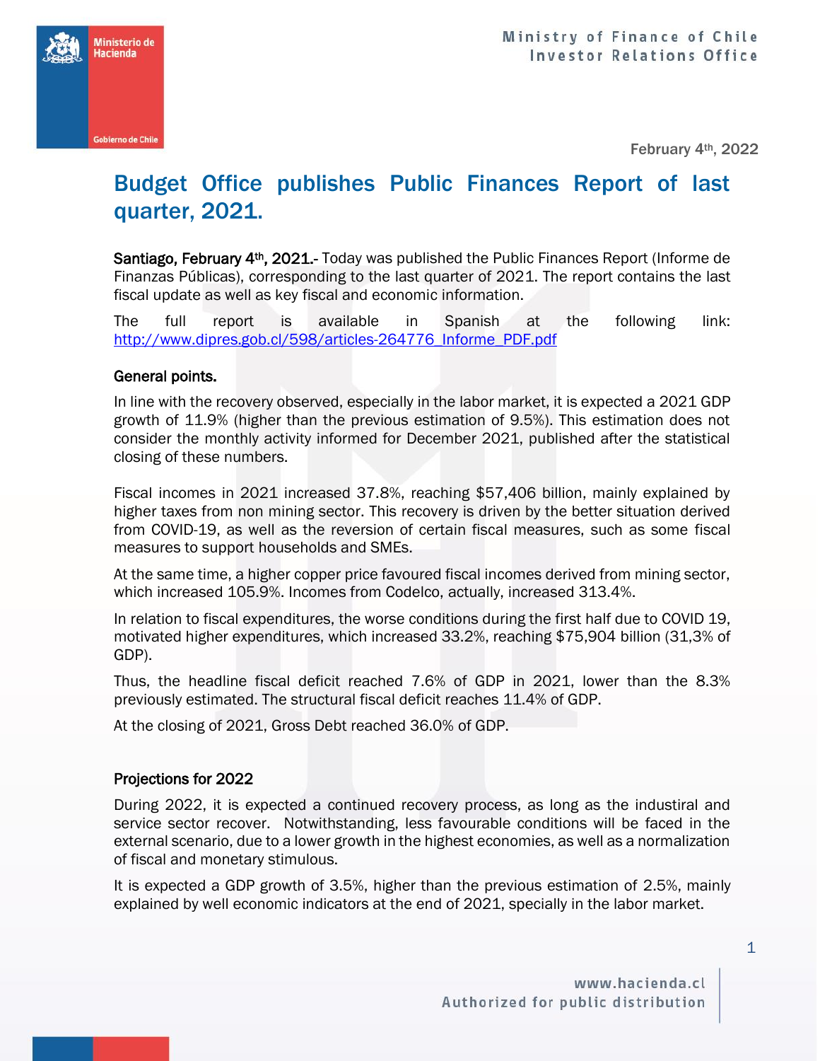February 4th, 2022

# Budget Office publishes Public Finances Report of last quarter, 2021.

**Santiago, February 4th, 2021.-** Today was published the Public Finances Report (Informe de Finanzas Públicas), corresponding to the last quarter of 2021. The report contains the last fiscal update as well as key fiscal and economic information.

The full report is available in Spanish at the following link: http://www.dipres.gob.cl/598/articles-264776_Informe_PDF.pdf

## General points.

In line with the recovery observed, especially in the labor market, it is expected a 2021 GDP growth of 11.9% (higher than the previous estimation of 9.5%). This estimation does not consider the monthly activity informed for December 2021, published after the statistical closing of these numbers.

Fiscal incomes in 2021 increased 37.8%, reaching $57,406 billion, mainly explained by higher taxes from non mining sector. This recovery is driven by the better situation derived from COVID-19, as well as the reversion of certain fiscal measures, such as some fiscal measures to support households and SMEs.

At the same time, a higher copper price favoured fiscal incomes derived from mining sector, which increased 105.9%. Incomes from Codelco, actually, increased 313.4%.

In relation to fiscal expenditures, the worse conditions during the first half due to COVID 19, motivated higher expenditures, which increased 33.2%, reaching $75,904 billion (31,3% of GDP).

Thus, the headline fiscal deficit reached 7.6% of GDP in 2021, lower than the 8.3% previously estimated. The structural fiscal deficit reaches 11.4% of GDP.

At the closing of 2021, Gross Debt reached 36.0% of GDP.

## Projections for 2022

During 2022, it is expected a continued recovery process, as long as the industiral and service sector recover. Notwithstanding, less favourable conditions will be faced in the external scenario, due to a lower growth in the highest economies, as well as a normalization of fiscal and monetary stimulous.

It is expected a GDP growth of 3.5%, higher than the previous estimation of 2.5%, mainly explained by well economic indicators at the end of 2021, specially in the labor market.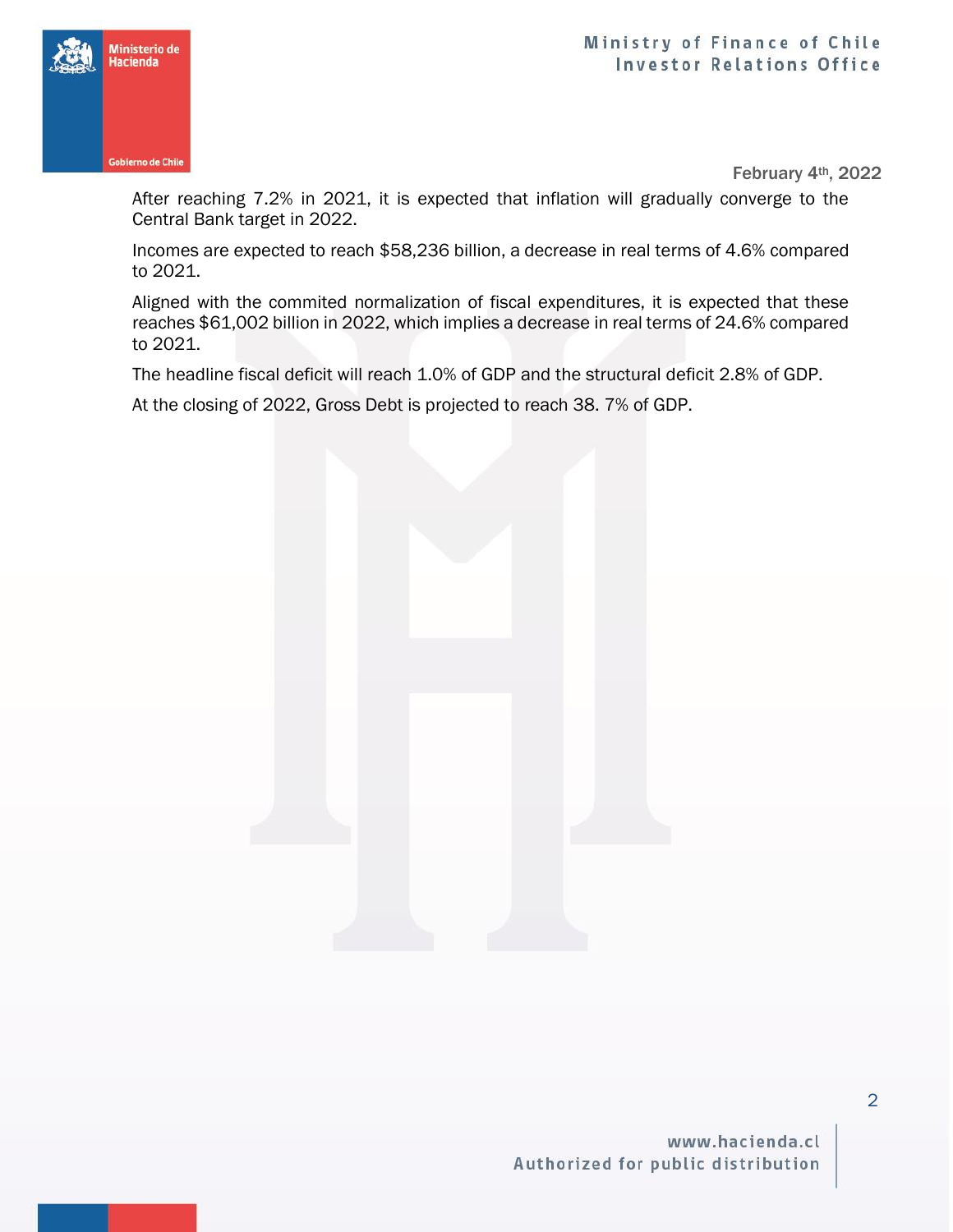After reaching 7.2% in 2021, it is expected that inflation will gradually converge to the Central Bank target in 2022.

Incomes are expected to reach $58,236 billion, a decrease in real terms of 4.6% compared to 2021.

Aligned with the commited normalization of fiscal expenditures, it is expected that these reaches $61,002 billion in 2022, which implies a decrease in real terms of 24.6% compared to 2021.

The headline fiscal deficit will reach 1.0% of GDP and the structural deficit 2.8% of GDP.

At the closing of 2022, Gross Debt is projected to reach 38. 7% of GDP.